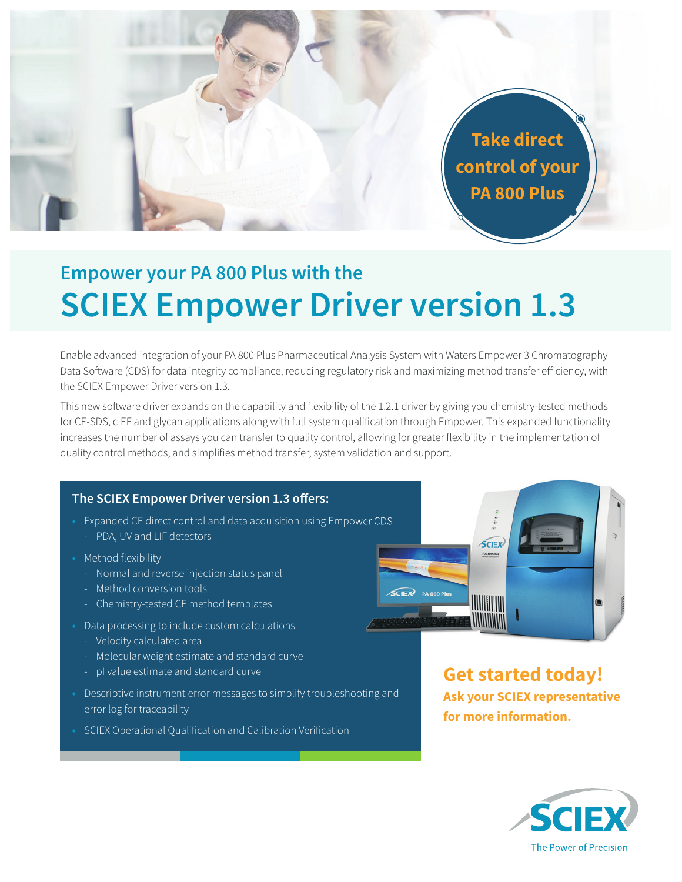**Take direct control of your PA 800 Plus**

## Empower your PA 800 Plus with the

# SCIEX Empower Driver version 1.3

Enable advanced integration of your PA 800 Plus Pharmaceutical Analysis System with Waters Empower 3 Chromatography Data Software (CDS) for data integrity compliance, reducing regulatory risk and maximizing method transfer efficiency, with the SCIEX Empower Driver version 1.3.

This new software driver expands on the capability and flexibility of the 1.2.1 driver by giving you chemistry-tested methods for CE-SDS, cIEF and glycan applications along with full system qualification through Empower. This expanded functionality increases the number of assays you can transfer to quality control, allowing for greater flexibility in the implementation of quality control methods, and simplifies method transfer, system validation and support.

### The SCIEX Empower Driver version 1.3 offers:

- Expanded CE direct control and data acquisition using Empower CDS
  - PDA, UV and LIF detectors
- Method flexibility
  - Normal and reverse injection status panel
  - Method conversion tools
  - Chemistry-tested CE method templates
- Data processing to include custom calculations
  - Velocity calculated area
  - Molecular weight estimate and standard curve
  - pI value estimate and standard curve
- Descriptive instrument error messages to simplify troubleshooting and error log for traceability
- SCIEX Operational Qualification and Calibration Verification

**Get started today!**

**Ask your SCIEX representative for more information.**

SCIEX

The Power of Precision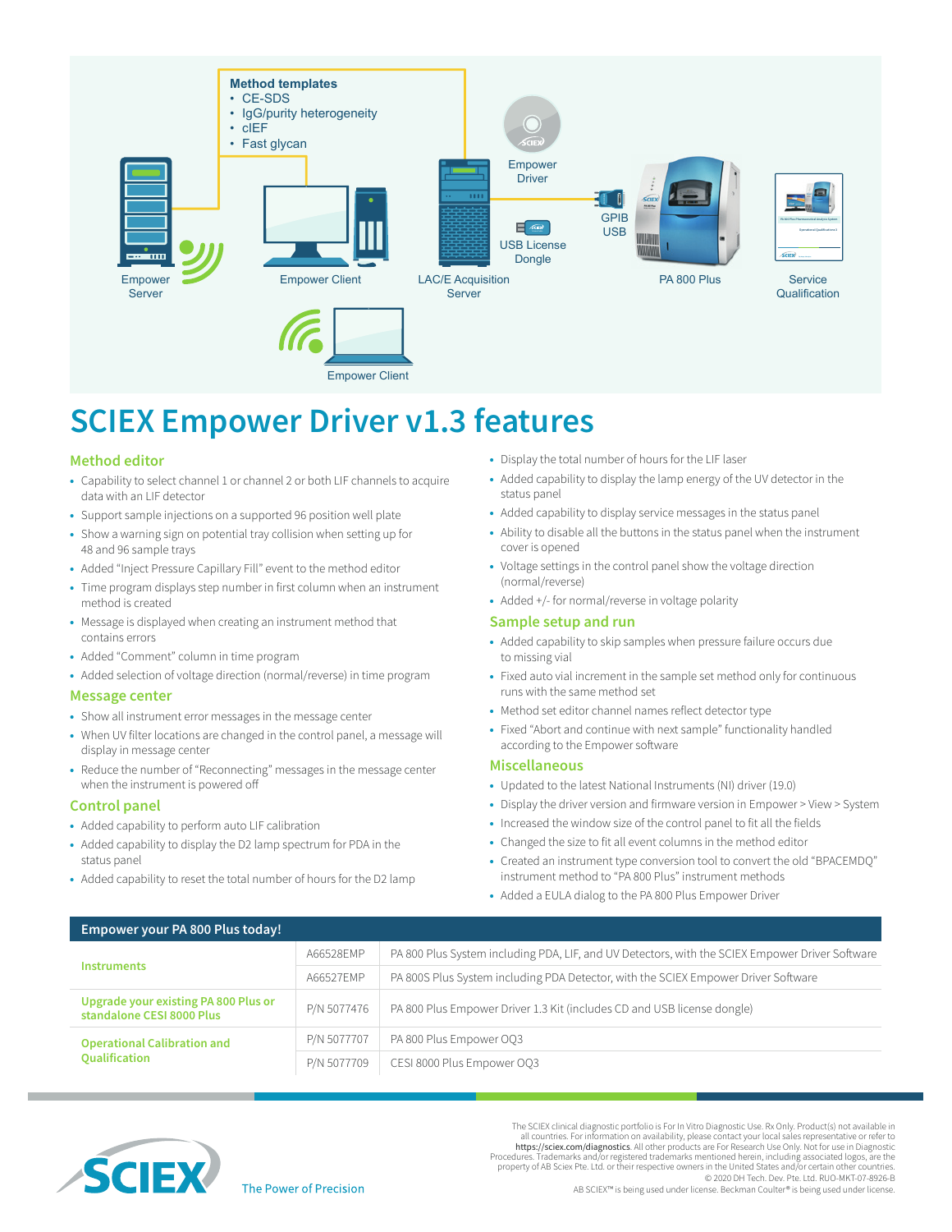Method templates
- CE-SDS
- IgG/purity heterogeneity
- cIEF
- Fast glycan

Empower Server

Empower Client

LAC/E Acquisition Server

Empower Driver

USB License Dongle

GPIB USB

PA 800 Plus

Service Qualification

Empower Client

# SCIEX Empower Driver v1.3 features

## Method editor

- Capability to select channel 1 or channel 2 or both LIF channels to acquire data with an LIF detector
- Support sample injections on a supported 96 position well plate
- Show a warning sign on potential tray collision when setting up for 48 and 96 sample trays
- Added "Inject Pressure Capillary Fill" event to the method editor
- Time program displays step number in first column when an instrument method is created
- Message is displayed when creating an instrument method that contains errors
- Added "Comment" column in time program
- Added selection of voltage direction (normal/reverse) in time program

## Message center

- Show all instrument error messages in the message center
- When UV filter locations are changed in the control panel, a message will display in message center
- Reduce the number of "Reconnecting" messages in the message center when the instrument is powered off

## Control panel

- Added capability to perform auto LIF calibration
- Added capability to display the D2 lamp spectrum for PDA in the status panel
- Added capability to reset the total number of hours for the D2 lamp
- Display the total number of hours for the LIF laser
- Added capability to display the lamp energy of the UV detector in the status panel
- Added capability to display service messages in the status panel
- Ability to disable all the buttons in the status panel when the instrument cover is opened
- Voltage settings in the control panel show the voltage direction (normal/reverse)
- Added +/- for normal/reverse in voltage polarity

## Sample setup and run

- Added capability to skip samples when pressure failure occurs due to missing vial
- Fixed auto vial increment in the sample set method only for continuous runs with the same method set
- Method set editor channel names reflect detector type
- Fixed "Abort and continue with next sample" functionality handled according to the Empower software

## Miscellaneous

- Updated to the latest National Instruments (NI) driver (19.0)
- Display the driver version and firmware version in Empower > View > System
- Increased the window size of the control panel to fit all the fields
- Changed the size to fit all event columns in the method editor
- Created an instrument type conversion tool to convert the old "BPACEMDQ" instrument method to "PA 800 Plus" instrument methods
- Added a EULA dialog to the PA 800 Plus Empower Driver

| Empower your PA 800 Plus today! | | |
|---|---|---|
| Instruments | A66528EMP | PA 800 Plus System including PDA, LIF, and UV Detectors, with the SCIEX Empower Driver Software |
| | A66527EMP | PA 800S Plus System including PDA Detector, with the SCIEX Empower Driver Software |
| Upgrade your existing PA 800 Plus or standalone CESI 8000 Plus | P/N 5077476 | PA 800 Plus Empower Driver 1.3 Kit (includes CD and USB license dongle) |
| Operational Calibration and Qualification | P/N 5077707 | PA 800 Plus Empower OQ3 |
| | P/N 5077709 | CESI 8000 Plus Empower OQ3 |

SCIEX The Power of Precision

The SCIEX clinical diagnostic portfolio is For In Vitro Diagnostic Use. Rx Only. Product(s) not available in all countries. For information on availability, please contact your local sales representative or refer to https://sciex.com/diagnostics. All other products are For Research Use Only. Not for use in Diagnostic Procedures. Trademarks and/or registered trademarks mentioned herein, including associated logos, are the property of AB Sciex Pte. Ltd. or their respective owners in the United States and/or certain other countries.
© 2020 DH Tech. Dev. Pte. Ltd. RUO-MKT-07-8926-B
AB SCIEX™ is being used under license. Beckman Coulter® is being used under license.